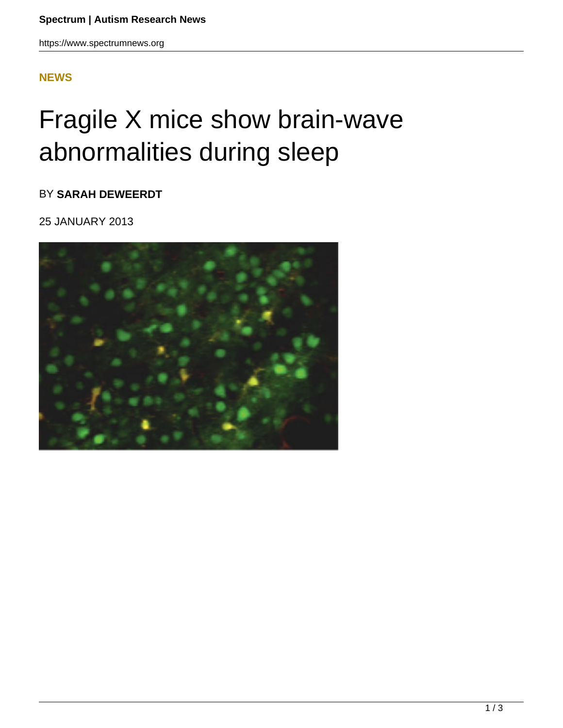**NEWS**

# Fragile X mice show brain-wave abnormalities during sleep

BY **SARAH DEWEERDT**

25 JANUARY 2013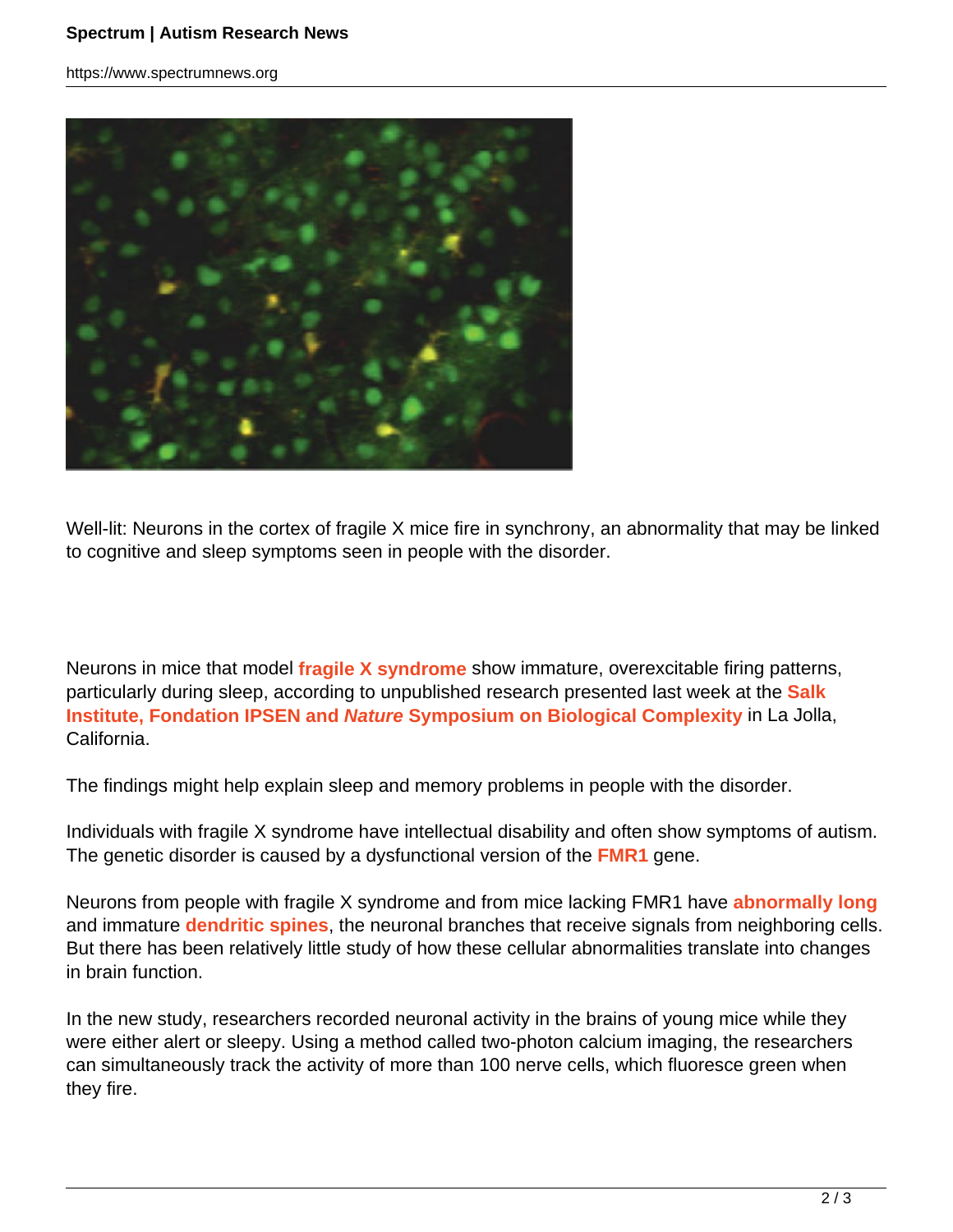Well-lit: Neurons in the cortex of fragile X mice fire in synchrony, an abnormality that may be linked to cognitive and sleep symptoms seen in people with the disorder.

Neurons in mice that model **fragile X syndrome** show immature, overexcitable firing patterns, particularly during sleep, according to unpublished research presented last week at the **Salk Institute, Fondation IPSEN and *Nature* Symposium on Biological Complexity** in La Jolla, California.

The findings might help explain sleep and memory problems in people with the disorder.

Individuals with fragile X syndrome have intellectual disability and often show symptoms of autism. The genetic disorder is caused by a dysfunctional version of the **FMR1** gene.

Neurons from people with fragile X syndrome and from mice lacking FMR1 have **abnormally long** and immature **dendritic spines**, the neuronal branches that receive signals from neighboring cells. But there has been relatively little study of how these cellular abnormalities translate into changes in brain function.

In the new study, researchers recorded neuronal activity in the brains of young mice while they were either alert or sleepy. Using a method called two-photon calcium imaging, the researchers can simultaneously track the activity of more than 100 nerve cells, which fluoresce green when they fire.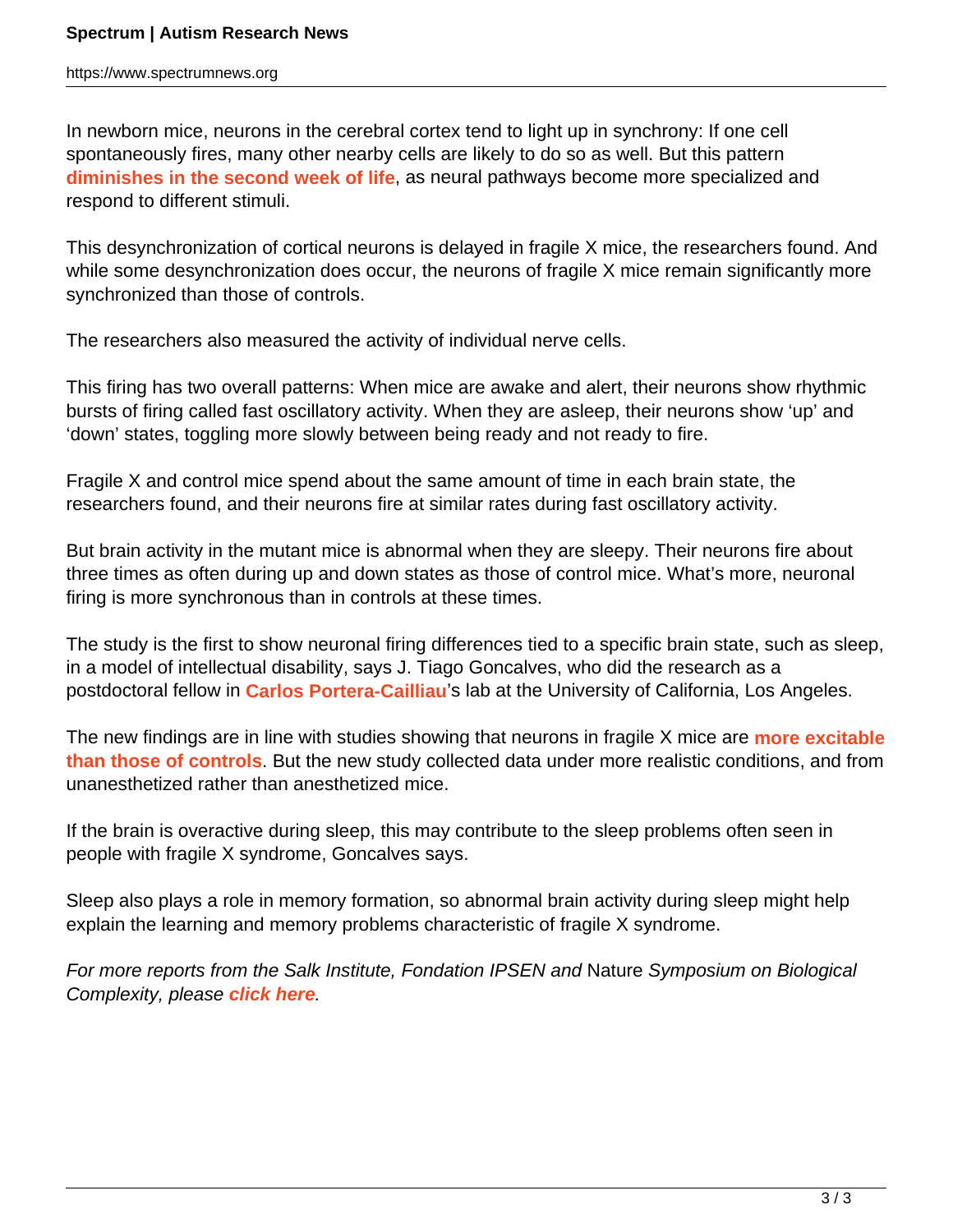In newborn mice, neurons in the cerebral cortex tend to light up in synchrony: If one cell spontaneously fires, many other nearby cells are likely to do so as well. But this pattern **diminishes in the second week of life**, as neural pathways become more specialized and respond to different stimuli.

This desynchronization of cortical neurons is delayed in fragile X mice, the researchers found. And while some desynchronization does occur, the neurons of fragile X mice remain significantly more synchronized than those of controls.

The researchers also measured the activity of individual nerve cells.

This firing has two overall patterns: When mice are awake and alert, their neurons show rhythmic bursts of firing called fast oscillatory activity. When they are asleep, their neurons show 'up' and 'down' states, toggling more slowly between being ready and not ready to fire.

Fragile X and control mice spend about the same amount of time in each brain state, the researchers found, and their neurons fire at similar rates during fast oscillatory activity.

But brain activity in the mutant mice is abnormal when they are sleepy. Their neurons fire about three times as often during up and down states as those of control mice. What's more, neuronal firing is more synchronous than in controls at these times.

The study is the first to show neuronal firing differences tied to a specific brain state, such as sleep, in a model of intellectual disability, says J. Tiago Goncalves, who did the research as a postdoctoral fellow in **Carlos Portera-Cailliau**'s lab at the University of California, Los Angeles.

The new findings are in line with studies showing that neurons in fragile X mice are **more excitable than those of controls**. But the new study collected data under more realistic conditions, and from unanesthetized rather than anesthetized mice.

If the brain is overactive during sleep, this may contribute to the sleep problems often seen in people with fragile X syndrome, Goncalves says.

Sleep also plays a role in memory formation, so abnormal brain activity during sleep might help explain the learning and memory problems characteristic of fragile X syndrome.

*For more reports from the Salk Institute, Fondation IPSEN and* Nature *Symposium on Biological Complexity, please* ***click here****.*